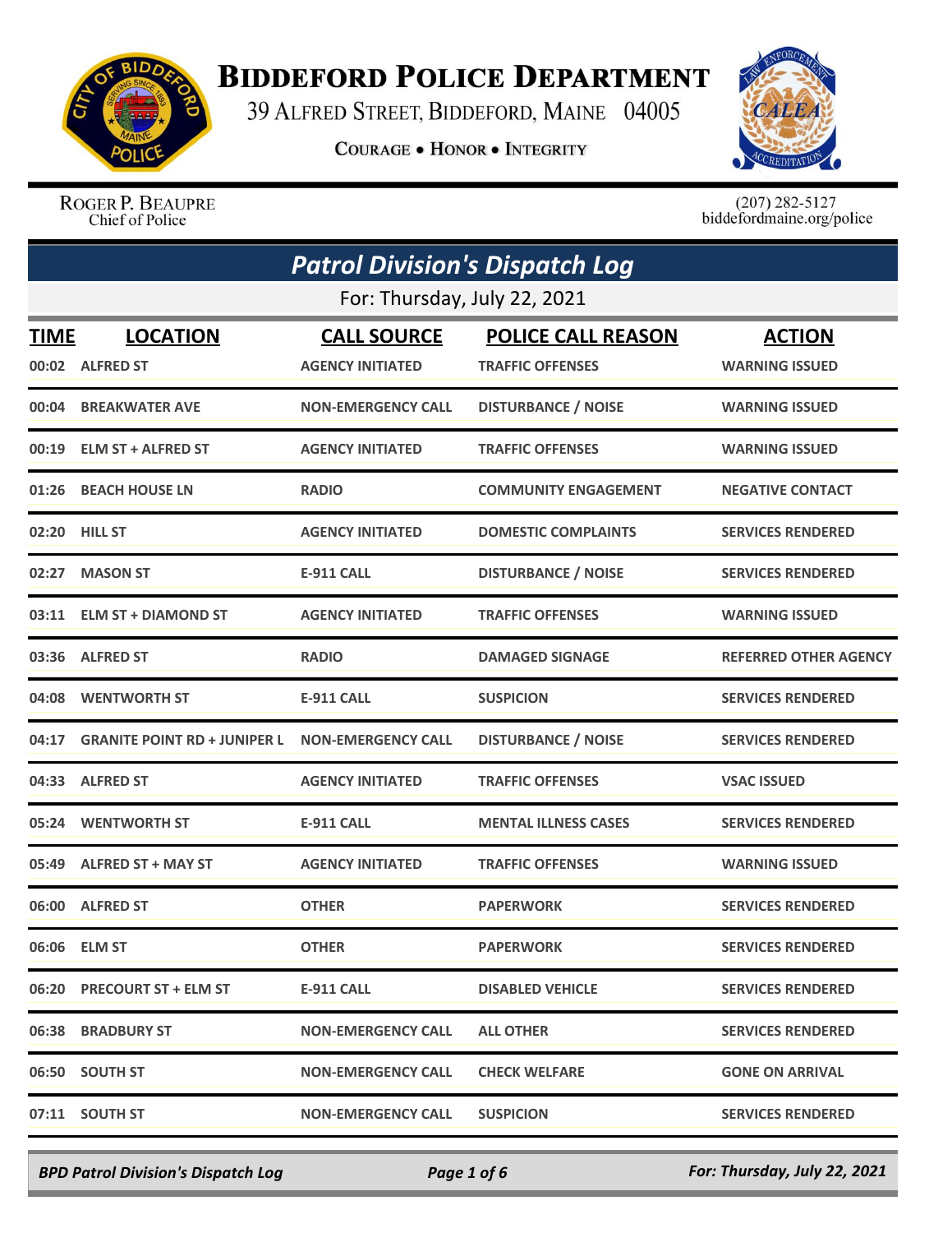# BIDDEFORD POLICE DEPARTMENT

39 ALFRED STREET, BIDDEFORD, MAINE 04005

COURAGE • HONOR • INTEGRITY

ROGER P. BEAUPRE
Chief of Police

(207) 282-5127
biddefordmaine.org/police

## *Patrol Division's Dispatch Log*

For: Thursday, July 22, 2021

| TIME | LOCATION | CALL SOURCE | POLICE CALL REASON | ACTION |
|---|---|---|---|---|
| 00:02 | ALFRED ST | AGENCY INITIATED | TRAFFIC OFFENSES | WARNING ISSUED |
| 00:04 | BREAKWATER AVE | NON-EMERGENCY CALL | DISTURBANCE / NOISE | WARNING ISSUED |
| 00:19 | ELM ST + ALFRED ST | AGENCY INITIATED | TRAFFIC OFFENSES | WARNING ISSUED |
| 01:26 | BEACH HOUSE LN | RADIO | COMMUNITY ENGAGEMENT | NEGATIVE CONTACT |
| 02:20 | HILL ST | AGENCY INITIATED | DOMESTIC COMPLAINTS | SERVICES RENDERED |
| 02:27 | MASON ST | E-911 CALL | DISTURBANCE / NOISE | SERVICES RENDERED |
| 03:11 | ELM ST + DIAMOND ST | AGENCY INITIATED | TRAFFIC OFFENSES | WARNING ISSUED |
| 03:36 | ALFRED ST | RADIO | DAMAGED SIGNAGE | REFERRED OTHER AGENCY |
| 04:08 | WENTWORTH ST | E-911 CALL | SUSPICION | SERVICES RENDERED |
| 04:17 | GRANITE POINT RD + JUNIPER L | NON-EMERGENCY CALL | DISTURBANCE / NOISE | SERVICES RENDERED |
| 04:33 | ALFRED ST | AGENCY INITIATED | TRAFFIC OFFENSES | VSAC ISSUED |
| 05:24 | WENTWORTH ST | E-911 CALL | MENTAL ILLNESS CASES | SERVICES RENDERED |
| 05:49 | ALFRED ST + MAY ST | AGENCY INITIATED | TRAFFIC OFFENSES | WARNING ISSUED |
| 06:00 | ALFRED ST | OTHER | PAPERWORK | SERVICES RENDERED |
| 06:06 | ELM ST | OTHER | PAPERWORK | SERVICES RENDERED |
| 06:20 | PRECOURT ST + ELM ST | E-911 CALL | DISABLED VEHICLE | SERVICES RENDERED |
| 06:38 | BRADBURY ST | NON-EMERGENCY CALL | ALL OTHER | SERVICES RENDERED |
| 06:50 | SOUTH ST | NON-EMERGENCY CALL | CHECK WELFARE | GONE ON ARRIVAL |
| 07:11 | SOUTH ST | NON-EMERGENCY CALL | SUSPICION | SERVICES RENDERED |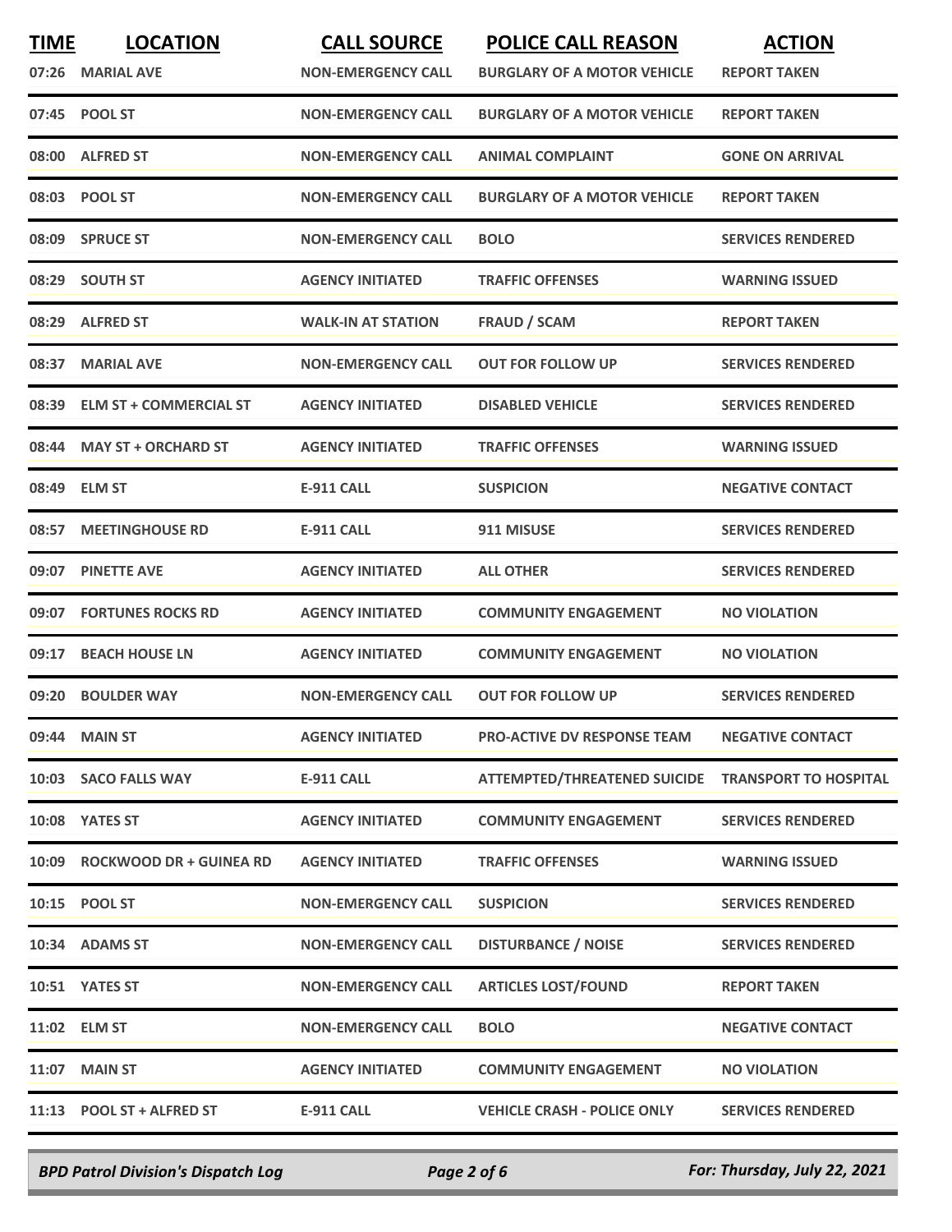| TIME | LOCATION | CALL SOURCE | POLICE CALL REASON | ACTION |
|---|---|---|---|---|
| 07:26 | MARIAL AVE | NON-EMERGENCY CALL | BURGLARY OF A MOTOR VEHICLE | REPORT TAKEN |
| 07:45 | POOL ST | NON-EMERGENCY CALL | BURGLARY OF A MOTOR VEHICLE | REPORT TAKEN |
| 08:00 | ALFRED ST | NON-EMERGENCY CALL | ANIMAL COMPLAINT | GONE ON ARRIVAL |
| 08:03 | POOL ST | NON-EMERGENCY CALL | BURGLARY OF A MOTOR VEHICLE | REPORT TAKEN |
| 08:09 | SPRUCE ST | NON-EMERGENCY CALL | BOLO | SERVICES RENDERED |
| 08:29 | SOUTH ST | AGENCY INITIATED | TRAFFIC OFFENSES | WARNING ISSUED |
| 08:29 | ALFRED ST | WALK-IN AT STATION | FRAUD / SCAM | REPORT TAKEN |
| 08:37 | MARIAL AVE | NON-EMERGENCY CALL | OUT FOR FOLLOW UP | SERVICES RENDERED |
| 08:39 | ELM ST + COMMERCIAL ST | AGENCY INITIATED | DISABLED VEHICLE | SERVICES RENDERED |
| 08:44 | MAY ST + ORCHARD ST | AGENCY INITIATED | TRAFFIC OFFENSES | WARNING ISSUED |
| 08:49 | ELM ST | E-911 CALL | SUSPICION | NEGATIVE CONTACT |
| 08:57 | MEETINGHOUSE RD | E-911 CALL | 911 MISUSE | SERVICES RENDERED |
| 09:07 | PINETTE AVE | AGENCY INITIATED | ALL OTHER | SERVICES RENDERED |
| 09:07 | FORTUNES ROCKS RD | AGENCY INITIATED | COMMUNITY ENGAGEMENT | NO VIOLATION |
| 09:17 | BEACH HOUSE LN | AGENCY INITIATED | COMMUNITY ENGAGEMENT | NO VIOLATION |
| 09:20 | BOULDER WAY | NON-EMERGENCY CALL | OUT FOR FOLLOW UP | SERVICES RENDERED |
| 09:44 | MAIN ST | AGENCY INITIATED | PRO-ACTIVE DV RESPONSE TEAM | NEGATIVE CONTACT |
| 10:03 | SACO FALLS WAY | E-911 CALL | ATTEMPTED/THREATENED SUICIDE | TRANSPORT TO HOSPITAL |
| 10:08 | YATES ST | AGENCY INITIATED | COMMUNITY ENGAGEMENT | SERVICES RENDERED |
| 10:09 | ROCKWOOD DR + GUINEA RD | AGENCY INITIATED | TRAFFIC OFFENSES | WARNING ISSUED |
| 10:15 | POOL ST | NON-EMERGENCY CALL | SUSPICION | SERVICES RENDERED |
| 10:34 | ADAMS ST | NON-EMERGENCY CALL | DISTURBANCE / NOISE | SERVICES RENDERED |
| 10:51 | YATES ST | NON-EMERGENCY CALL | ARTICLES LOST/FOUND | REPORT TAKEN |
| 11:02 | ELM ST | NON-EMERGENCY CALL | BOLO | NEGATIVE CONTACT |
| 11:07 | MAIN ST | AGENCY INITIATED | COMMUNITY ENGAGEMENT | NO VIOLATION |
| 11:13 | POOL ST + ALFRED ST | E-911 CALL | VEHICLE CRASH - POLICE ONLY | SERVICES RENDERED |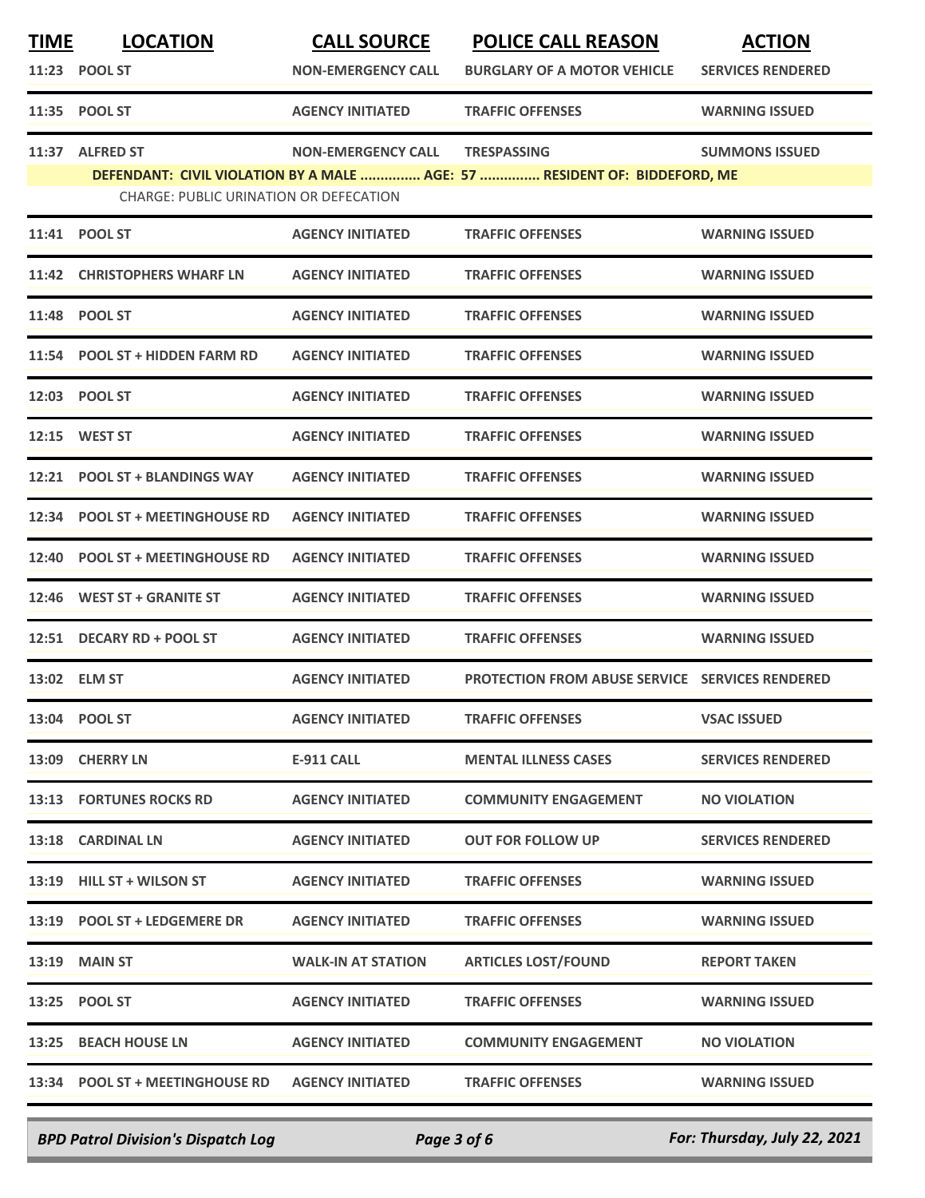| TIME | LOCATION | CALL SOURCE | POLICE CALL REASON | ACTION |
|---|---|---|---|---|
| 11:23 | POOL ST | NON-EMERGENCY CALL | BURGLARY OF A MOTOR VEHICLE | SERVICES RENDERED |
| 11:35 | POOL ST | AGENCY INITIATED | TRAFFIC OFFENSES | WARNING ISSUED |
| 11:37 | ALFRED ST | NON-EMERGENCY CALL | TRESPASSING | SUMMONS ISSUED |
| | DEFENDANT: CIVIL VIOLATION BY A MALE ............... AGE: 57 ............... RESIDENT OF: BIDDEFORD, ME | | | |
| | CHARGE: PUBLIC URINATION OR DEFECATION | | | |
| 11:41 | POOL ST | AGENCY INITIATED | TRAFFIC OFFENSES | WARNING ISSUED |
| 11:42 | CHRISTOPHERS WHARF LN | AGENCY INITIATED | TRAFFIC OFFENSES | WARNING ISSUED |
| 11:48 | POOL ST | AGENCY INITIATED | TRAFFIC OFFENSES | WARNING ISSUED |
| 11:54 | POOL ST + HIDDEN FARM RD | AGENCY INITIATED | TRAFFIC OFFENSES | WARNING ISSUED |
| 12:03 | POOL ST | AGENCY INITIATED | TRAFFIC OFFENSES | WARNING ISSUED |
| 12:15 | WEST ST | AGENCY INITIATED | TRAFFIC OFFENSES | WARNING ISSUED |
| 12:21 | POOL ST + BLANDINGS WAY | AGENCY INITIATED | TRAFFIC OFFENSES | WARNING ISSUED |
| 12:34 | POOL ST + MEETINGHOUSE RD | AGENCY INITIATED | TRAFFIC OFFENSES | WARNING ISSUED |
| 12:40 | POOL ST + MEETINGHOUSE RD | AGENCY INITIATED | TRAFFIC OFFENSES | WARNING ISSUED |
| 12:46 | WEST ST + GRANITE ST | AGENCY INITIATED | TRAFFIC OFFENSES | WARNING ISSUED |
| 12:51 | DECARY RD + POOL ST | AGENCY INITIATED | TRAFFIC OFFENSES | WARNING ISSUED |
| 13:02 | ELM ST | AGENCY INITIATED | PROTECTION FROM ABUSE SERVICE | SERVICES RENDERED |
| 13:04 | POOL ST | AGENCY INITIATED | TRAFFIC OFFENSES | VSAC ISSUED |
| 13:09 | CHERRY LN | E-911 CALL | MENTAL ILLNESS CASES | SERVICES RENDERED |
| 13:13 | FORTUNES ROCKS RD | AGENCY INITIATED | COMMUNITY ENGAGEMENT | NO VIOLATION |
| 13:18 | CARDINAL LN | AGENCY INITIATED | OUT FOR FOLLOW UP | SERVICES RENDERED |
| 13:19 | HILL ST + WILSON ST | AGENCY INITIATED | TRAFFIC OFFENSES | WARNING ISSUED |
| 13:19 | POOL ST + LEDGEMERE DR | AGENCY INITIATED | TRAFFIC OFFENSES | WARNING ISSUED |
| 13:19 | MAIN ST | WALK-IN AT STATION | ARTICLES LOST/FOUND | REPORT TAKEN |
| 13:25 | POOL ST | AGENCY INITIATED | TRAFFIC OFFENSES | WARNING ISSUED |
| 13:25 | BEACH HOUSE LN | AGENCY INITIATED | COMMUNITY ENGAGEMENT | NO VIOLATION |
| 13:34 | POOL ST + MEETINGHOUSE RD | AGENCY INITIATED | TRAFFIC OFFENSES | WARNING ISSUED |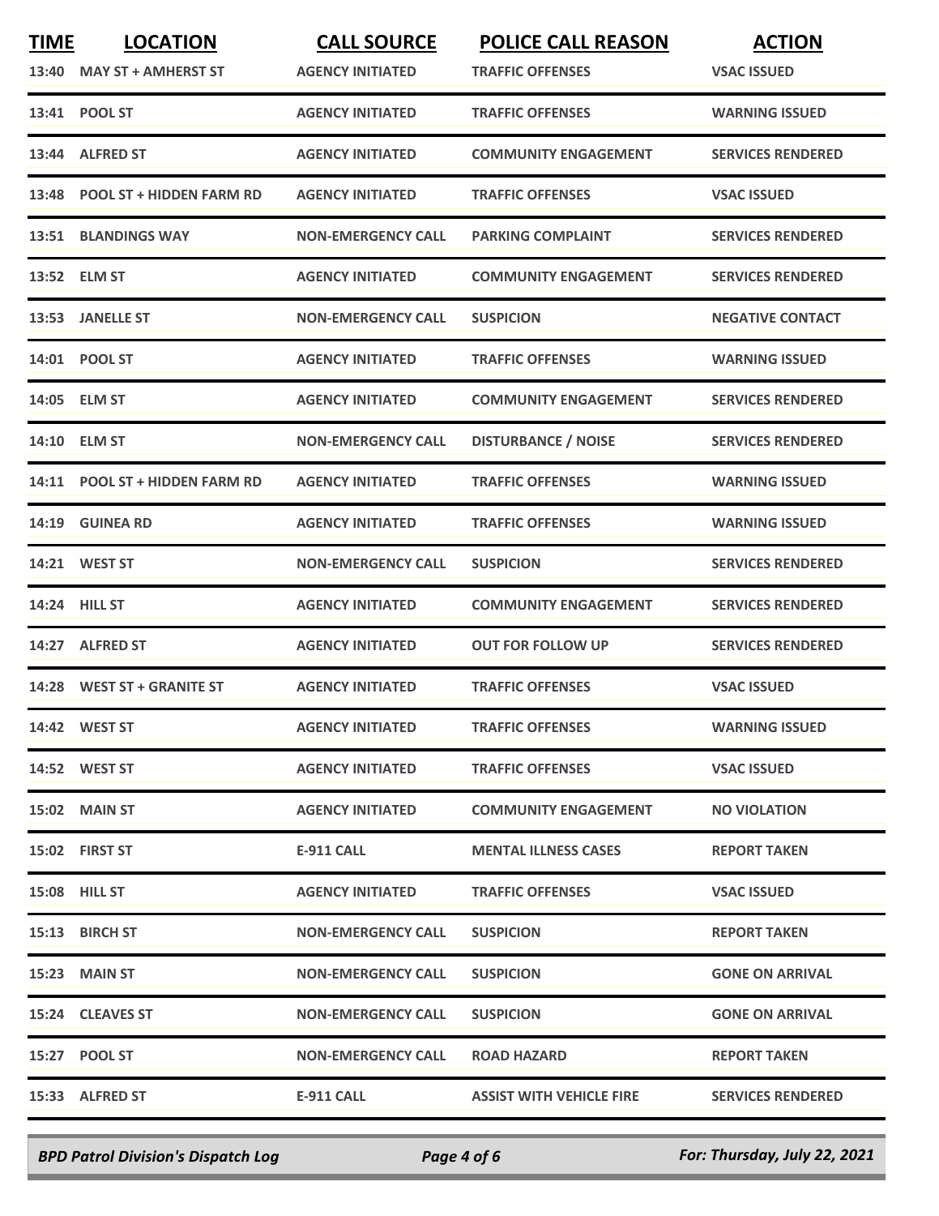| TIME | LOCATION | CALL SOURCE | POLICE CALL REASON | ACTION |
|---|---|---|---|---|
| 13:40 | MAY ST + AMHERST ST | AGENCY INITIATED | TRAFFIC OFFENSES | VSAC ISSUED |
| 13:41 | POOL ST | AGENCY INITIATED | TRAFFIC OFFENSES | WARNING ISSUED |
| 13:44 | ALFRED ST | AGENCY INITIATED | COMMUNITY ENGAGEMENT | SERVICES RENDERED |
| 13:48 | POOL ST + HIDDEN FARM RD | AGENCY INITIATED | TRAFFIC OFFENSES | VSAC ISSUED |
| 13:51 | BLANDINGS WAY | NON-EMERGENCY CALL | PARKING COMPLAINT | SERVICES RENDERED |
| 13:52 | ELM ST | AGENCY INITIATED | COMMUNITY ENGAGEMENT | SERVICES RENDERED |
| 13:53 | JANELLE ST | NON-EMERGENCY CALL | SUSPICION | NEGATIVE CONTACT |
| 14:01 | POOL ST | AGENCY INITIATED | TRAFFIC OFFENSES | WARNING ISSUED |
| 14:05 | ELM ST | AGENCY INITIATED | COMMUNITY ENGAGEMENT | SERVICES RENDERED |
| 14:10 | ELM ST | NON-EMERGENCY CALL | DISTURBANCE / NOISE | SERVICES RENDERED |
| 14:11 | POOL ST + HIDDEN FARM RD | AGENCY INITIATED | TRAFFIC OFFENSES | WARNING ISSUED |
| 14:19 | GUINEA RD | AGENCY INITIATED | TRAFFIC OFFENSES | WARNING ISSUED |
| 14:21 | WEST ST | NON-EMERGENCY CALL | SUSPICION | SERVICES RENDERED |
| 14:24 | HILL ST | AGENCY INITIATED | COMMUNITY ENGAGEMENT | SERVICES RENDERED |
| 14:27 | ALFRED ST | AGENCY INITIATED | OUT FOR FOLLOW UP | SERVICES RENDERED |
| 14:28 | WEST ST + GRANITE ST | AGENCY INITIATED | TRAFFIC OFFENSES | VSAC ISSUED |
| 14:42 | WEST ST | AGENCY INITIATED | TRAFFIC OFFENSES | WARNING ISSUED |
| 14:52 | WEST ST | AGENCY INITIATED | TRAFFIC OFFENSES | VSAC ISSUED |
| 15:02 | MAIN ST | AGENCY INITIATED | COMMUNITY ENGAGEMENT | NO VIOLATION |
| 15:02 | FIRST ST | E-911 CALL | MENTAL ILLNESS CASES | REPORT TAKEN |
| 15:08 | HILL ST | AGENCY INITIATED | TRAFFIC OFFENSES | VSAC ISSUED |
| 15:13 | BIRCH ST | NON-EMERGENCY CALL | SUSPICION | REPORT TAKEN |
| 15:23 | MAIN ST | NON-EMERGENCY CALL | SUSPICION | GONE ON ARRIVAL |
| 15:24 | CLEAVES ST | NON-EMERGENCY CALL | SUSPICION | GONE ON ARRIVAL |
| 15:27 | POOL ST | NON-EMERGENCY CALL | ROAD HAZARD | REPORT TAKEN |
| 15:33 | ALFRED ST | E-911 CALL | ASSIST WITH VEHICLE FIRE | SERVICES RENDERED |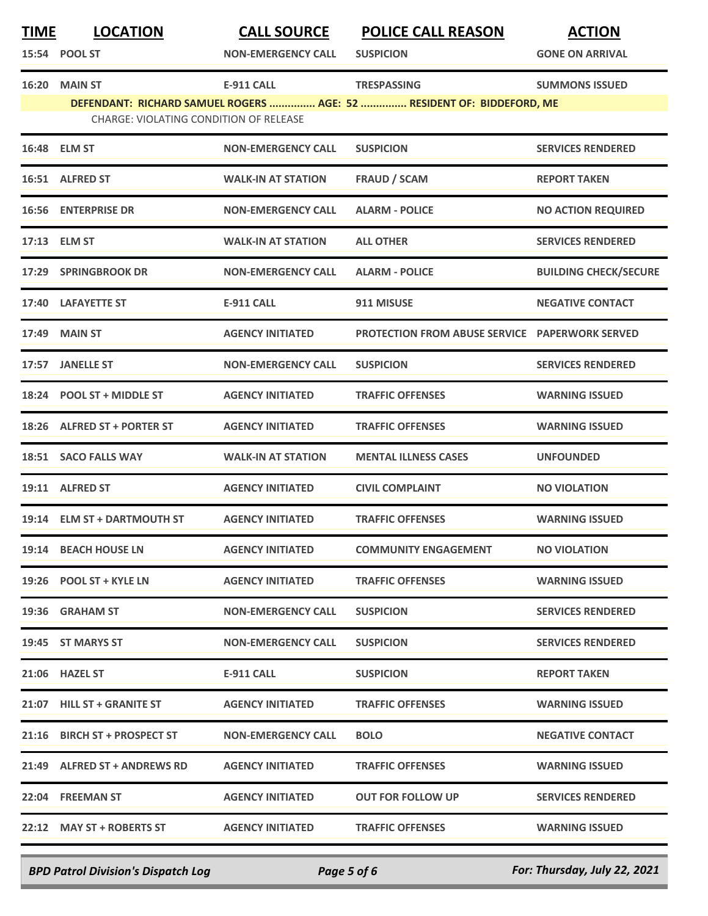| TIME | LOCATION | CALL SOURCE | POLICE CALL REASON | ACTION |
|---|---|---|---|---|
| 15:54 | POOL ST | NON-EMERGENCY CALL | SUSPICION | GONE ON ARRIVAL |
| 16:20 | MAIN ST | E-911 CALL | TRESPASSING | SUMMONS ISSUED |
| | DEFENDANT: RICHARD SAMUEL ROGERS ............... AGE: 52 ............... RESIDENT OF: BIDDEFORD, ME<br>CHARGE: VIOLATING CONDITION OF RELEASE | | | |
| 16:48 | ELM ST | NON-EMERGENCY CALL | SUSPICION | SERVICES RENDERED |
| 16:51 | ALFRED ST | WALK-IN AT STATION | FRAUD / SCAM | REPORT TAKEN |
| 16:56 | ENTERPRISE DR | NON-EMERGENCY CALL | ALARM - POLICE | NO ACTION REQUIRED |
| 17:13 | ELM ST | WALK-IN AT STATION | ALL OTHER | SERVICES RENDERED |
| 17:29 | SPRINGBROOK DR | NON-EMERGENCY CALL | ALARM - POLICE | BUILDING CHECK/SECURE |
| 17:40 | LAFAYETTE ST | E-911 CALL | 911 MISUSE | NEGATIVE CONTACT |
| 17:49 | MAIN ST | AGENCY INITIATED | PROTECTION FROM ABUSE SERVICE | PAPERWORK SERVED |
| 17:57 | JANELLE ST | NON-EMERGENCY CALL | SUSPICION | SERVICES RENDERED |
| 18:24 | POOL ST + MIDDLE ST | AGENCY INITIATED | TRAFFIC OFFENSES | WARNING ISSUED |
| 18:26 | ALFRED ST + PORTER ST | AGENCY INITIATED | TRAFFIC OFFENSES | WARNING ISSUED |
| 18:51 | SACO FALLS WAY | WALK-IN AT STATION | MENTAL ILLNESS CASES | UNFOUNDED |
| 19:11 | ALFRED ST | AGENCY INITIATED | CIVIL COMPLAINT | NO VIOLATION |
| 19:14 | ELM ST + DARTMOUTH ST | AGENCY INITIATED | TRAFFIC OFFENSES | WARNING ISSUED |
| 19:14 | BEACH HOUSE LN | AGENCY INITIATED | COMMUNITY ENGAGEMENT | NO VIOLATION |
| 19:26 | POOL ST + KYLE LN | AGENCY INITIATED | TRAFFIC OFFENSES | WARNING ISSUED |
| 19:36 | GRAHAM ST | NON-EMERGENCY CALL | SUSPICION | SERVICES RENDERED |
| 19:45 | ST MARYS ST | NON-EMERGENCY CALL | SUSPICION | SERVICES RENDERED |
| 21:06 | HAZEL ST | E-911 CALL | SUSPICION | REPORT TAKEN |
| 21:07 | HILL ST + GRANITE ST | AGENCY INITIATED | TRAFFIC OFFENSES | WARNING ISSUED |
| 21:16 | BIRCH ST + PROSPECT ST | NON-EMERGENCY CALL | BOLO | NEGATIVE CONTACT |
| 21:49 | ALFRED ST + ANDREWS RD | AGENCY INITIATED | TRAFFIC OFFENSES | WARNING ISSUED |
| 22:04 | FREEMAN ST | AGENCY INITIATED | OUT FOR FOLLOW UP | SERVICES RENDERED |
| 22:12 | MAY ST + ROBERTS ST | AGENCY INITIATED | TRAFFIC OFFENSES | WARNING ISSUED |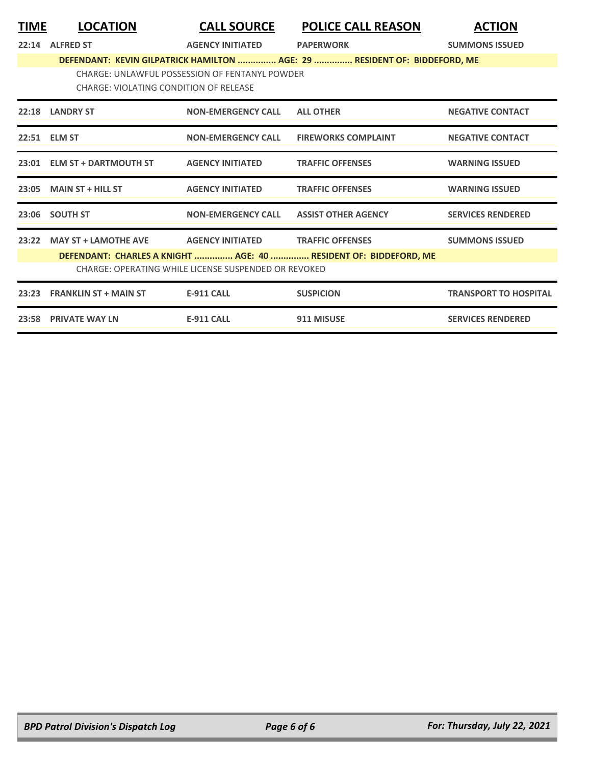| TIME | LOCATION | CALL SOURCE | POLICE CALL REASON | ACTION |
|---|---|---|---|---|
| 22:14 | ALFRED ST | AGENCY INITIATED | PAPERWORK | SUMMONS ISSUED |
| | DEFENDANT: KEVIN GILPATRICK HAMILTON ............... AGE: 29 ............... RESIDENT OF: BIDDEFORD, ME | | | |
| | CHARGE: UNLAWFUL POSSESSION OF FENTANYL POWDER | | | |
| | CHARGE: VIOLATING CONDITION OF RELEASE | | | |
| 22:18 | LANDRY ST | NON-EMERGENCY CALL | ALL OTHER | NEGATIVE CONTACT |
| 22:51 | ELM ST | NON-EMERGENCY CALL | FIREWORKS COMPLAINT | NEGATIVE CONTACT |
| 23:01 | ELM ST + DARTMOUTH ST | AGENCY INITIATED | TRAFFIC OFFENSES | WARNING ISSUED |
| 23:05 | MAIN ST + HILL ST | AGENCY INITIATED | TRAFFIC OFFENSES | WARNING ISSUED |
| 23:06 | SOUTH ST | NON-EMERGENCY CALL | ASSIST OTHER AGENCY | SERVICES RENDERED |
| 23:22 | MAY ST + LAMOTHE AVE | AGENCY INITIATED | TRAFFIC OFFENSES | SUMMONS ISSUED |
| | DEFENDANT: CHARLES A KNIGHT ............... AGE: 40 ............... RESIDENT OF: BIDDEFORD, ME | | | |
| | CHARGE: OPERATING WHILE LICENSE SUSPENDED OR REVOKED | | | |
| 23:23 | FRANKLIN ST + MAIN ST | E-911 CALL | SUSPICION | TRANSPORT TO HOSPITAL |
| 23:58 | PRIVATE WAY LN | E-911 CALL | 911 MISUSE | SERVICES RENDERED |